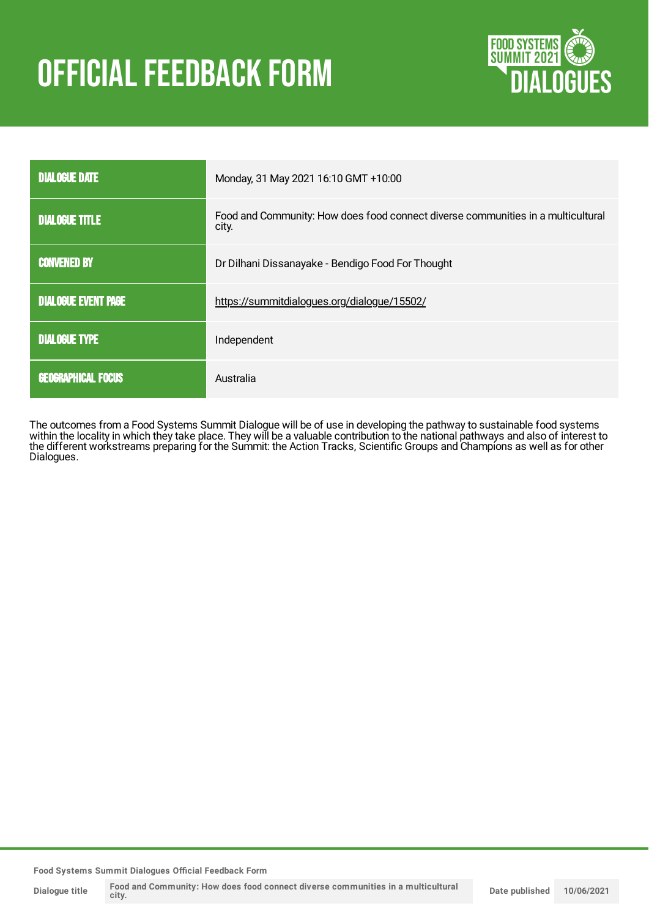# OFFICIAL FEEDBACK FORM

FOOD SYSTEMS SUMMIT 2021 DIALOGUES

| DIALOGUE DATE | Monday, 31 May 2021 16:10 GMT +10:00 |
|---|---|
| DIALOGUE TITLE | Food and Community: How does food connect diverse communities in a multicultural city. |
| CONVENED BY | Dr Dilhani Dissanayake - Bendigo Food For Thought |
| DIALOGUE EVENT PAGE | https://summitdialogues.org/dialogue/15502/ |
| DIALOGUE TYPE | Independent |
| GEOGRAPHICAL FOCUS | Australia |

The outcomes from a Food Systems Summit Dialogue will be of use in developing the pathway to sustainable food systems within the locality in which they take place. They will be a valuable contribution to the national pathways and also of interest to the different workstreams preparing for the Summit: the Action Tracks, Scientific Groups and Champions as well as for other Dialogues.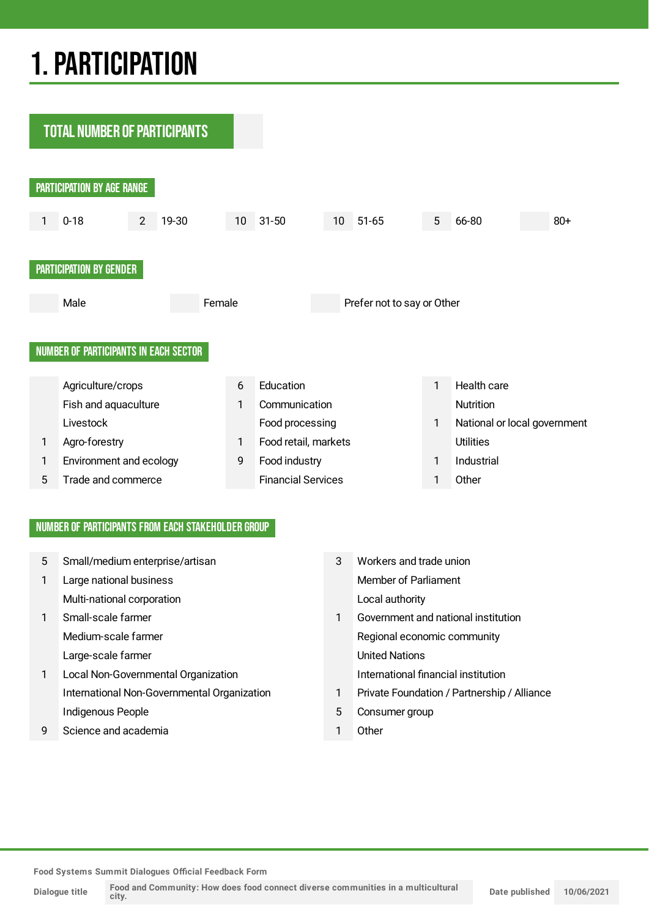# 1. PARTICIPATION

## TOTAL NUMBER OF PARTICIPANTS

### PARTICIPATION BY AGE RANGE

| 0-18 | 19-30 | 31-50 | 51-65 | 66-80 | 80+ |
|---|---|---|---|---|---|
| 1 | 2 | 10 | 10 | 5 | |

### PARTICIPATION BY GENDER

| Male | Female | Prefer not to say or Other |
|---|---|---|
| | | |

### NUMBER OF PARTICIPANTS IN EACH SECTOR

| | Sector | | Sector | | Sector |
|---|---|---|---|---|---|
| | Agriculture/crops | 6 | Education | 1 | Health care |
| | Fish and aquaculture | 1 | Communication | | Nutrition |
| | Livestock | | Food processing | 1 | National or local government |
| 1 | Agro-forestry | 1 | Food retail, markets | | Utilities |
| 1 | Environment and ecology | 9 | Food industry | 1 | Industrial |
| 5 | Trade and commerce | | Financial Services | 1 | Other |

### NUMBER OF PARTICIPANTS FROM EACH STAKEHOLDER GROUP

| | Stakeholder group | | Stakeholder group |
|---|---|---|---|
| 5 | Small/medium enterprise/artisan | 3 | Workers and trade union |
| 1 | Large national business | | Member of Parliament |
| | Multi-national corporation | | Local authority |
| 1 | Small-scale farmer | 1 | Government and national institution |
| | Medium-scale farmer | | Regional economic community |
| | Large-scale farmer | | United Nations |
| 1 | Local Non-Governmental Organization | | International financial institution |
| | International Non-Governmental Organization | 1 | Private Foundation / Partnership / Alliance |
| | Indigenous People | 5 | Consumer group |
| 9 | Science and academia | 1 | Other |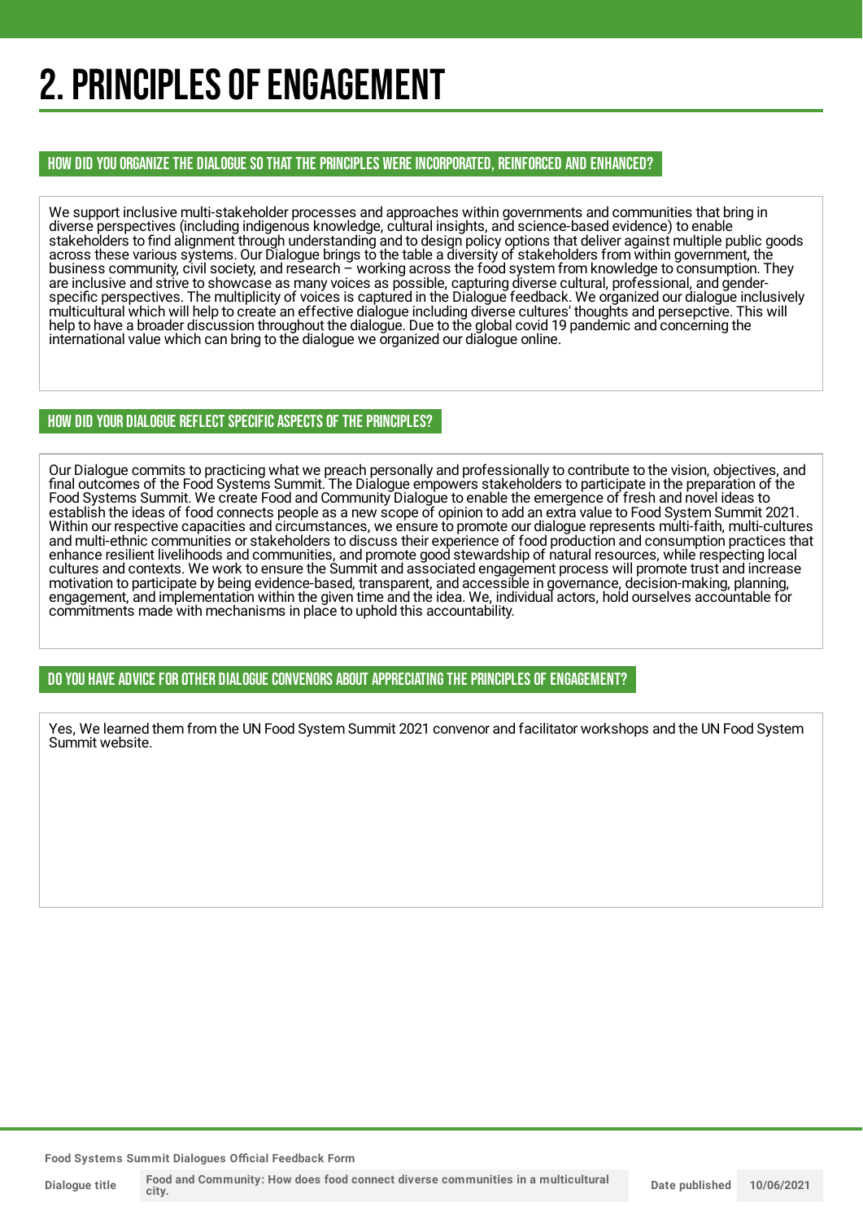# 2. PRINCIPLES OF ENGAGEMENT

## HOW DID YOU ORGANIZE THE DIALOGUE SO THAT THE PRINCIPLES WERE INCORPORATED, REINFORCED AND ENHANCED?

We support inclusive multi-stakeholder processes and approaches within governments and communities that bring in diverse perspectives (including indigenous knowledge, cultural insights, and science-based evidence) to enable stakeholders to find alignment through understanding and to design policy options that deliver against multiple public goods across these various systems. Our Dialogue brings to the table a diversity of stakeholders from within government, the business community, civil society, and research – working across the food system from knowledge to consumption. They are inclusive and strive to showcase as many voices as possible, capturing diverse cultural, professional, and gender-specific perspectives. The multiplicity of voices is captured in the Dialogue feedback. We organized our dialogue inclusively multicultural which will help to create an effective dialogue including diverse cultures' thoughts and persepctive. This will help to have a broader discussion throughout the dialogue. Due to the global covid 19 pandemic and concerning the international value which can bring to the dialogue we organized our dialogue online.

## HOW DID YOUR DIALOGUE REFLECT SPECIFIC ASPECTS OF THE PRINCIPLES?

Our Dialogue commits to practicing what we preach personally and professionally to contribute to the vision, objectives, and final outcomes of the Food Systems Summit. The Dialogue empowers stakeholders to participate in the preparation of the Food Systems Summit. We create Food and Community Dialogue to enable the emergence of fresh and novel ideas to establish the ideas of food connects people as a new scope of opinion to add an extra value to Food System Summit 2021. Within our respective capacities and circumstances, we ensure to promote our dialogue represents multi-faith, multi-cultures and multi-ethnic communities or stakeholders to discuss their experience of food production and consumption practices that enhance resilient livelihoods and communities, and promote good stewardship of natural resources, while respecting local cultures and contexts. We work to ensure the Summit and associated engagement process will promote trust and increase motivation to participate by being evidence-based, transparent, and accessible in governance, decision-making, planning, engagement, and implementation within the given time and the idea. We, individual actors, hold ourselves accountable for commitments made with mechanisms in place to uphold this accountability.

## DO YOU HAVE ADVICE FOR OTHER DIALOGUE CONVENORS ABOUT APPRECIATING THE PRINCIPLES OF ENGAGEMENT?

Yes, We learned them from the UN Food System Summit 2021 convenor and facilitator workshops and the UN Food System Summit website.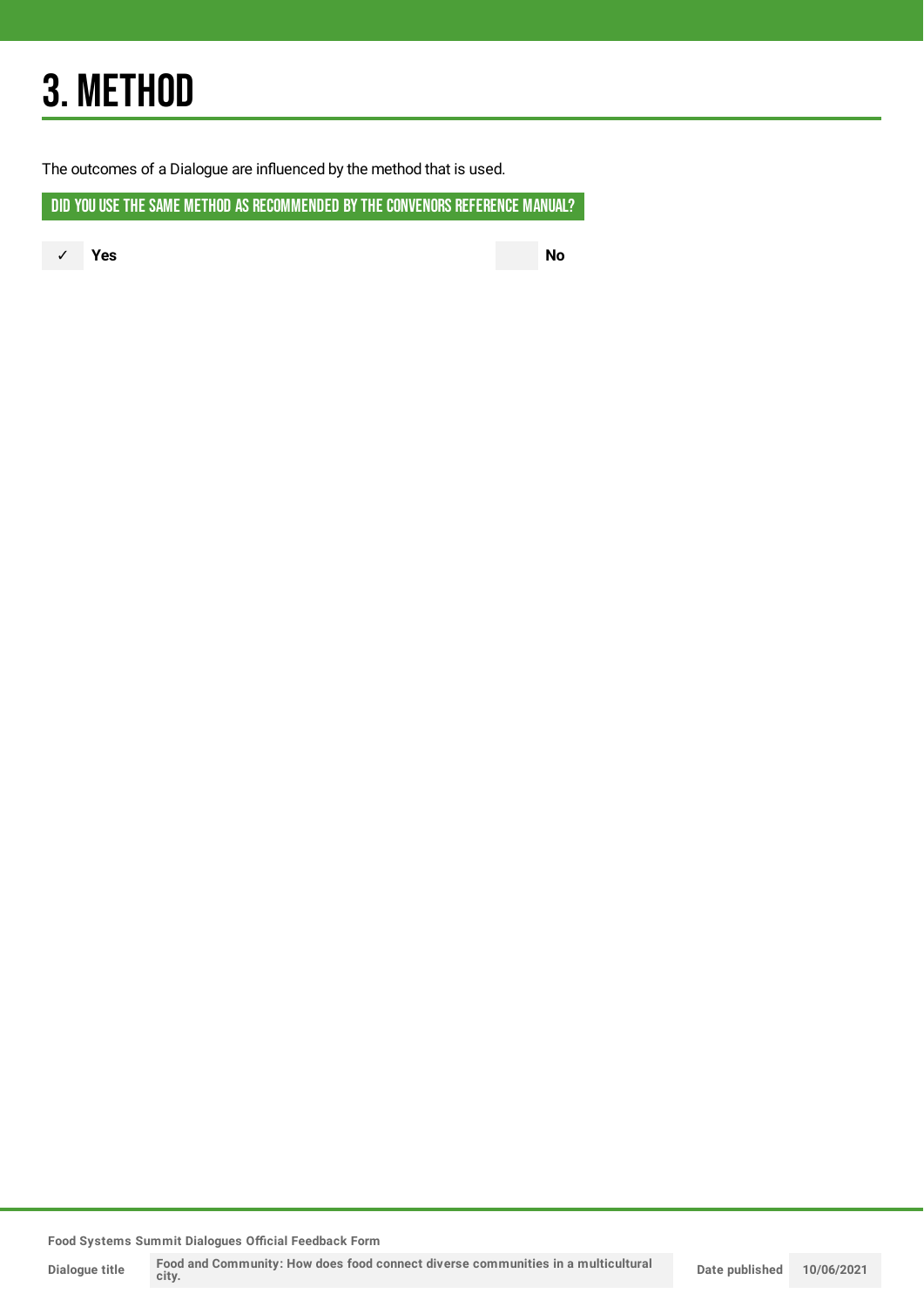# 3. METHOD

The outcomes of a Dialogue are influenced by the method that is used.

## DID YOU USE THE SAME METHOD AS RECOMMENDED BY THE CONVENORS REFERENCE MANUAL?

✓ **Yes**

**No**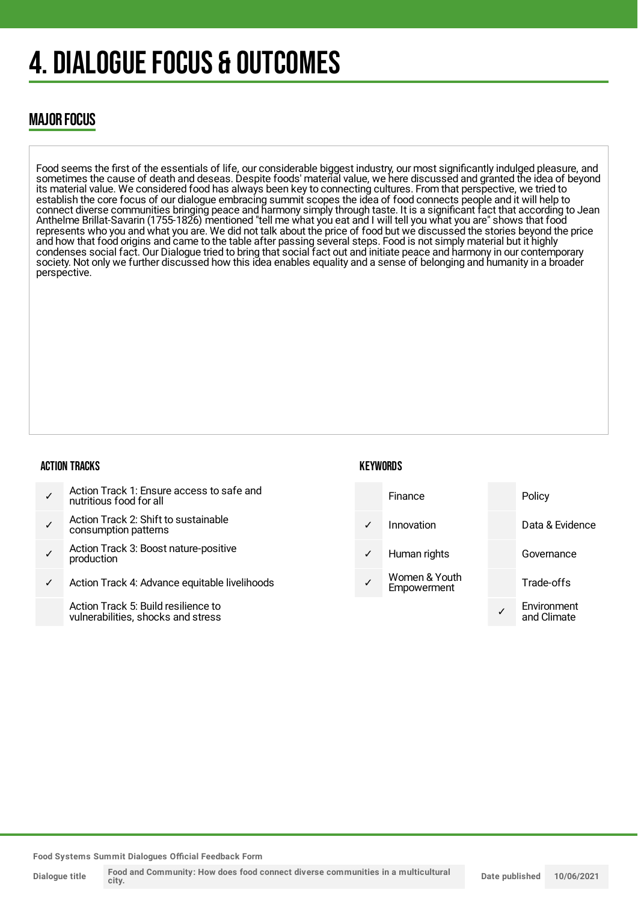# 4. DIALOGUE FOCUS & OUTCOMES

## MAJOR FOCUS

Food seems the first of the essentials of life, our considerable biggest industry, our most significantly indulged pleasure, and sometimes the cause of death and deseas. Despite foods' material value, we here discussed and granted the idea of beyond its material value. We considered food has always been key to connecting cultures. From that perspective, we tried to establish the core focus of our dialogue embracing summit scopes the idea of food connects people and it will help to connect diverse communities bringing peace and harmony simply through taste. It is a significant fact that according to Jean Anthelme Brillat-Savarin (1755-1826) mentioned "tell me what you eat and I will tell you what you are" shows that food represents who you and what you are. We did not talk about the price of food but we discussed the stories beyond the price and how that food origins and came to the table after passing several steps. Food is not simply material but it highly condenses social fact. Our Dialogue tried to bring that social fact out and initiate peace and harmony in our contemporary society. Not only we further discussed how this idea enables equality and a sense of belonging and humanity in a broader perspective.

### ACTION TRACKS

| | |
|---|---|
| ✓ | Action Track 1: Ensure access to safe and nutritious food for all |
| ✓ | Action Track 2: Shift to sustainable consumption patterns |
| ✓ | Action Track 3: Boost nature-positive production |
| ✓ | Action Track 4: Advance equitable livelihoods |
| | Action Track 5: Build resilience to vulnerabilities, shocks and stress |

### KEYWORDS

| | | | |
|---|---|---|---|
| | Finance | | Policy |
| ✓ | Innovation | | Data & Evidence |
| ✓ | Human rights | | Governance |
| ✓ | Women & Youth Empowerment | | Trade-offs |
| | | ✓ | Environment and Climate |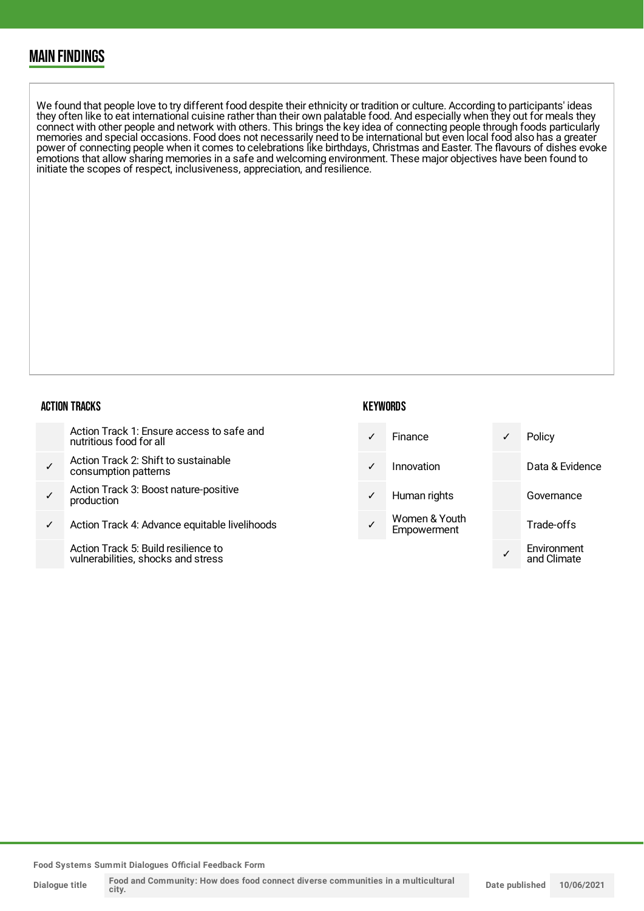## MAIN FINDINGS

We found that people love to try different food despite their ethnicity or tradition or culture. According to participants' ideas they often like to eat international cuisine rather than their own palatable food. And especially when they out for meals they connect with other people and network with others. This brings the key idea of connecting people through foods particularly memories and special occasions. Food does not necessarily need to be international but even local food also has a greater power of connecting people when it comes to celebrations like birthdays, Christmas and Easter. The flavours of dishes evoke emotions that allow sharing memories in a safe and welcoming environment. These major objectives have been found to initiate the scopes of respect, inclusiveness, appreciation, and resilience.

### ACTION TRACKS

| | |
|---|---|
| | Action Track 1: Ensure access to safe and nutritious food for all |
| ✓ | Action Track 2: Shift to sustainable consumption patterns |
| ✓ | Action Track 3: Boost nature-positive production |
| ✓ | Action Track 4: Advance equitable livelihoods |
| | Action Track 5: Build resilience to vulnerabilities, shocks and stress |

### KEYWORDS

| | | | |
|---|---|---|---|
| ✓ | Finance | ✓ | Policy |
| ✓ | Innovation | | Data & Evidence |
| ✓ | Human rights | | Governance |
| ✓ | Women & Youth Empowerment | | Trade-offs |
| | | ✓ | Environment and Climate |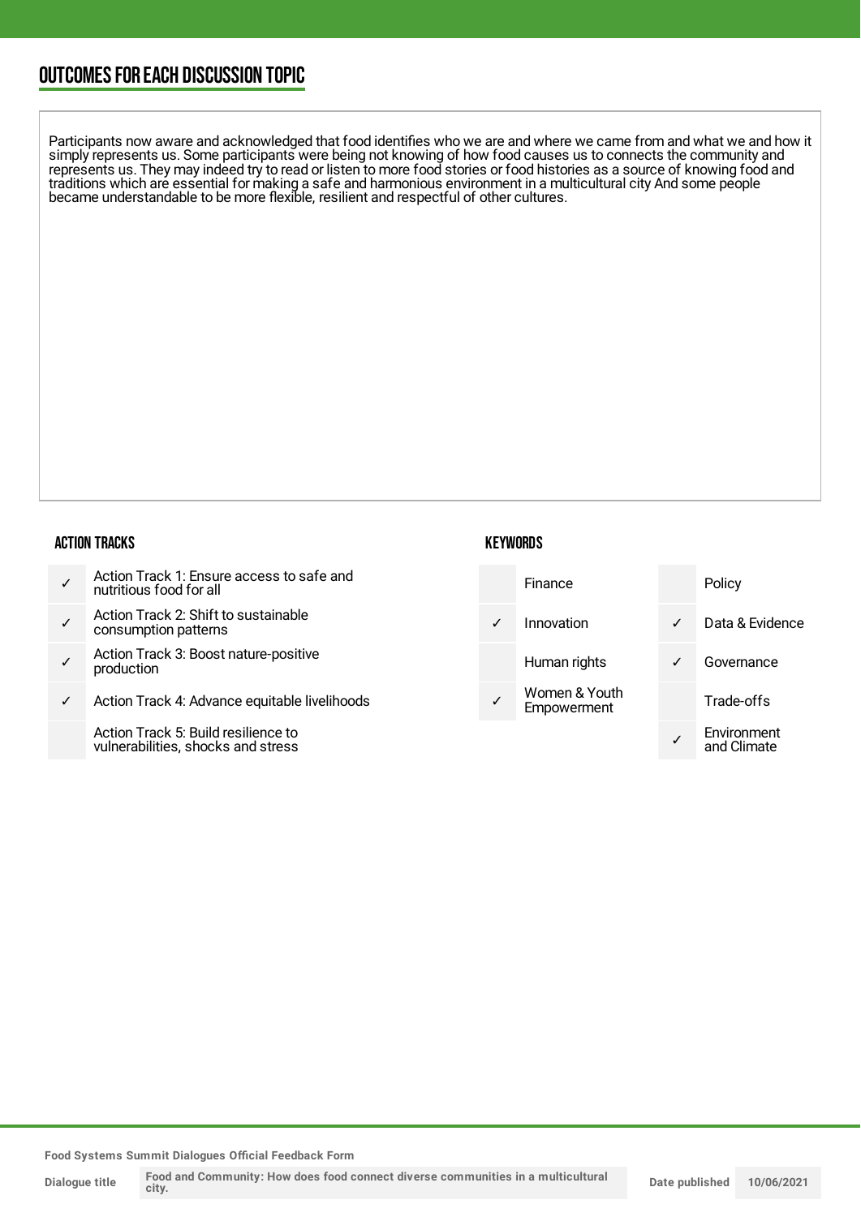## OUTCOMES FOR EACH DISCUSSION TOPIC

Participants now aware and acknowledged that food identifies who we are and where we came from and what we and how it simply represents us. Some participants were being not knowing of how food causes us to connects the community and represents us. They may indeed try to read or listen to more food stories or food histories as a source of knowing food and traditions which are essential for making a safe and harmonious environment in a multicultural city And some people became understandable to be more flexible, resilient and respectful of other cultures.

### ACTION TRACKS

| | |
|---|---|
| ✓ | Action Track 1: Ensure access to safe and nutritious food for all |
| ✓ | Action Track 2: Shift to sustainable consumption patterns |
| ✓ | Action Track 3: Boost nature-positive production |
| ✓ | Action Track 4: Advance equitable livelihoods |
| | Action Track 5: Build resilience to vulnerabilities, shocks and stress |

### KEYWORDS

| | | | |
|---|---|---|---|
| | Finance | | Policy |
| ✓ | Innovation | ✓ | Data & Evidence |
| | Human rights | ✓ | Governance |
| ✓ | Women & Youth Empowerment | | Trade-offs |
| | | ✓ | Environment and Climate |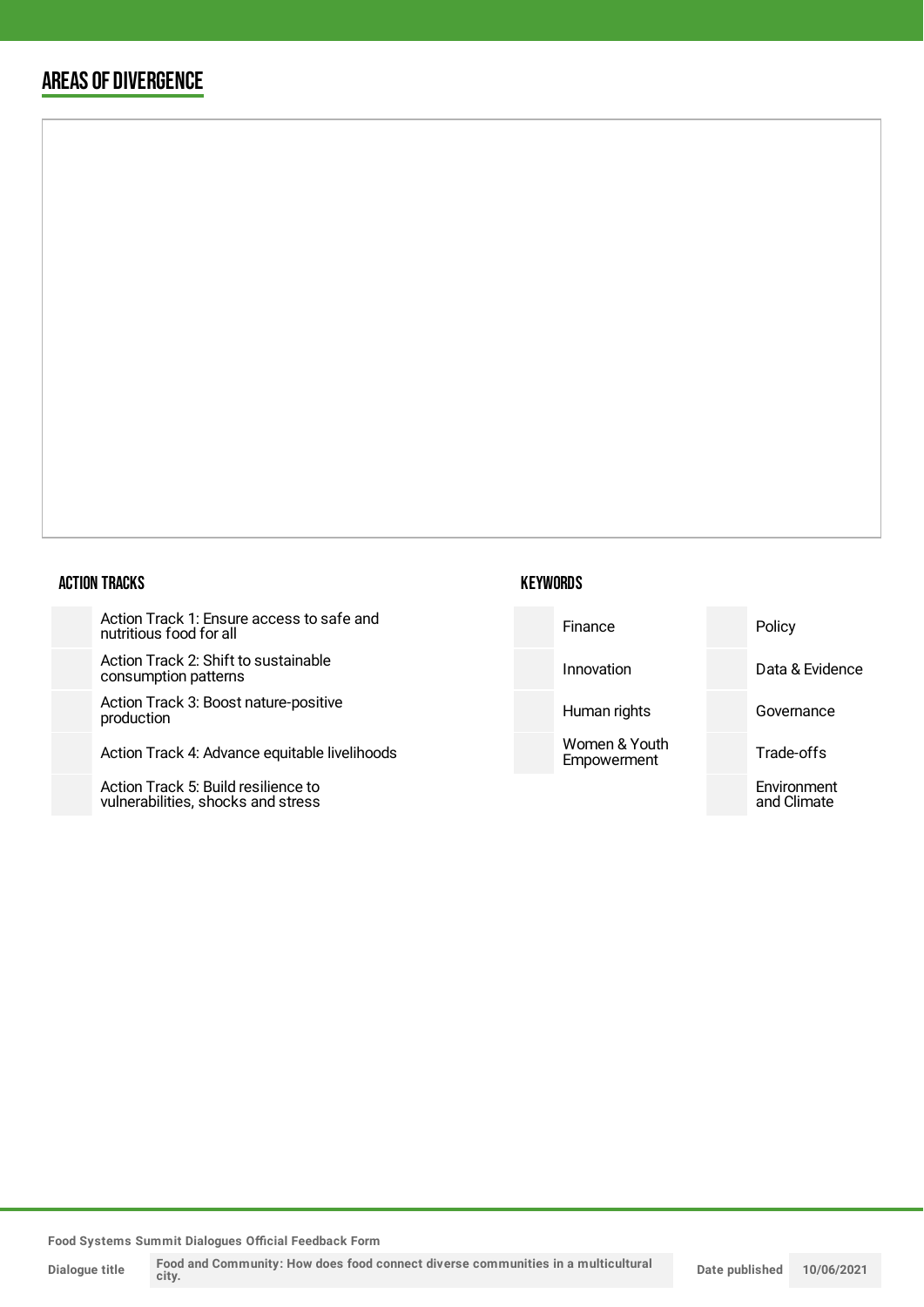## AREAS OF DIVERGENCE

### ACTION TRACKS

| | |
|---|---|
| | Action Track 1: Ensure access to safe and nutritious food for all |
| | Action Track 2: Shift to sustainable consumption patterns |
| | Action Track 3: Boost nature-positive production |
| | Action Track 4: Advance equitable livelihoods |
| | Action Track 5: Build resilience to vulnerabilities, shocks and stress |

### KEYWORDS

| | | | |
|---|---|---|---|
| | Finance | | Policy |
| | Innovation | | Data & Evidence |
| | Human rights | | Governance |
| | Women & Youth Empowerment | | Trade-offs |
| | | | Environment and Climate |